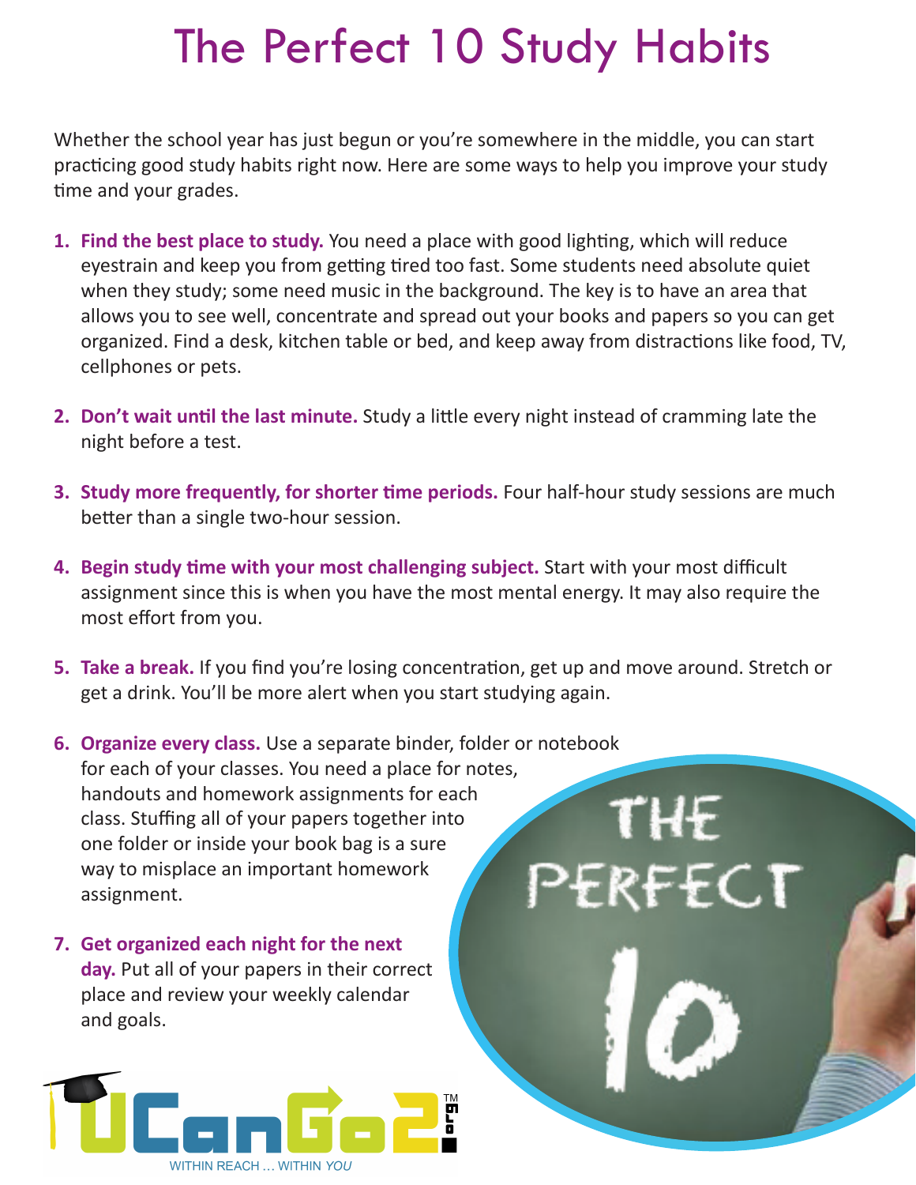# The Perfect 10 Study Habits

Whether the school year has just begun or you're somewhere in the middle, you can start practicing good study habits right now. Here are some ways to help you improve your study time and your grades.

1. **Find the best place to study.** You need a place with good lighting, which will reduce eyestrain and keep you from getting tired too fast. Some students need absolute quiet when they study; some need music in the background. The key is to have an area that allows you to see well, concentrate and spread out your books and papers so you can get organized. Find a desk, kitchen table or bed, and keep away from distractions like food, TV, cellphones or pets.

2. **Don't wait until the last minute.** Study a little every night instead of cramming late the night before a test.

3. **Study more frequently, for shorter time periods.** Four half-hour study sessions are much better than a single two-hour session.

4. **Begin study time with your most challenging subject.** Start with your most difficult assignment since this is when you have the most mental energy. It may also require the most effort from you.

5. **Take a break.** If you find you're losing concentration, get up and move around. Stretch or get a drink. You'll be more alert when you start studying again.

6. **Organize every class.** Use a separate binder, folder or notebook for each of your classes. You need a place for notes, handouts and homework assignments for each class. Stuffing all of your papers together into one folder or inside your book bag is a sure way to misplace an important homework assignment.

7. **Get organized each night for the next day.** Put all of your papers in their correct place and review your weekly calendar and goals.

UCanGo2.org™
WITHIN REACH ... WITHIN *YOU*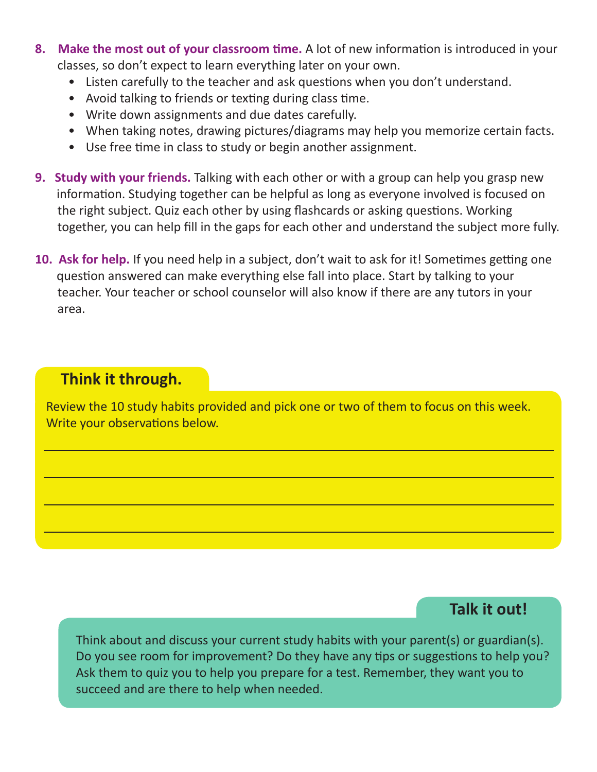8. **Make the most out of your classroom time.** A lot of new information is introduced in your classes, so don't expect to learn everything later on your own.
   - Listen carefully to the teacher and ask questions when you don't understand.
   - Avoid talking to friends or texting during class time.
   - Write down assignments and due dates carefully.
   - When taking notes, drawing pictures/diagrams may help you memorize certain facts.
   - Use free time in class to study or begin another assignment.

9. **Study with your friends.** Talking with each other or with a group can help you grasp new information. Studying together can be helpful as long as everyone involved is focused on the right subject. Quiz each other by using flashcards or asking questions. Working together, you can help fill in the gaps for each other and understand the subject more fully.

10. **Ask for help.** If you need help in a subject, don't wait to ask for it! Sometimes getting one question answered can make everything else fall into place. Start by talking to your teacher. Your teacher or school counselor will also know if there are any tutors in your area.

## Think it through.

Review the 10 study habits provided and pick one or two of them to focus on this week. Write your observations below.

\_\_\_\_\_\_\_\_\_\_\_\_\_\_\_\_\_\_\_\_\_\_\_\_\_\_\_\_\_\_\_\_\_\_\_\_\_\_\_\_\_\_\_\_\_\_\_\_\_\_\_\_\_\_\_\_\_\_\_\_

\_\_\_\_\_\_\_\_\_\_\_\_\_\_\_\_\_\_\_\_\_\_\_\_\_\_\_\_\_\_\_\_\_\_\_\_\_\_\_\_\_\_\_\_\_\_\_\_\_\_\_\_\_\_\_\_\_\_\_\_

\_\_\_\_\_\_\_\_\_\_\_\_\_\_\_\_\_\_\_\_\_\_\_\_\_\_\_\_\_\_\_\_\_\_\_\_\_\_\_\_\_\_\_\_\_\_\_\_\_\_\_\_\_\_\_\_\_\_\_\_

\_\_\_\_\_\_\_\_\_\_\_\_\_\_\_\_\_\_\_\_\_\_\_\_\_\_\_\_\_\_\_\_\_\_\_\_\_\_\_\_\_\_\_\_\_\_\_\_\_\_\_\_\_\_\_\_\_\_\_\_

## Talk it out!

Think about and discuss your current study habits with your parent(s) or guardian(s). Do you see room for improvement? Do they have any tips or suggestions to help you? Ask them to quiz you to help you prepare for a test. Remember, they want you to succeed and are there to help when needed.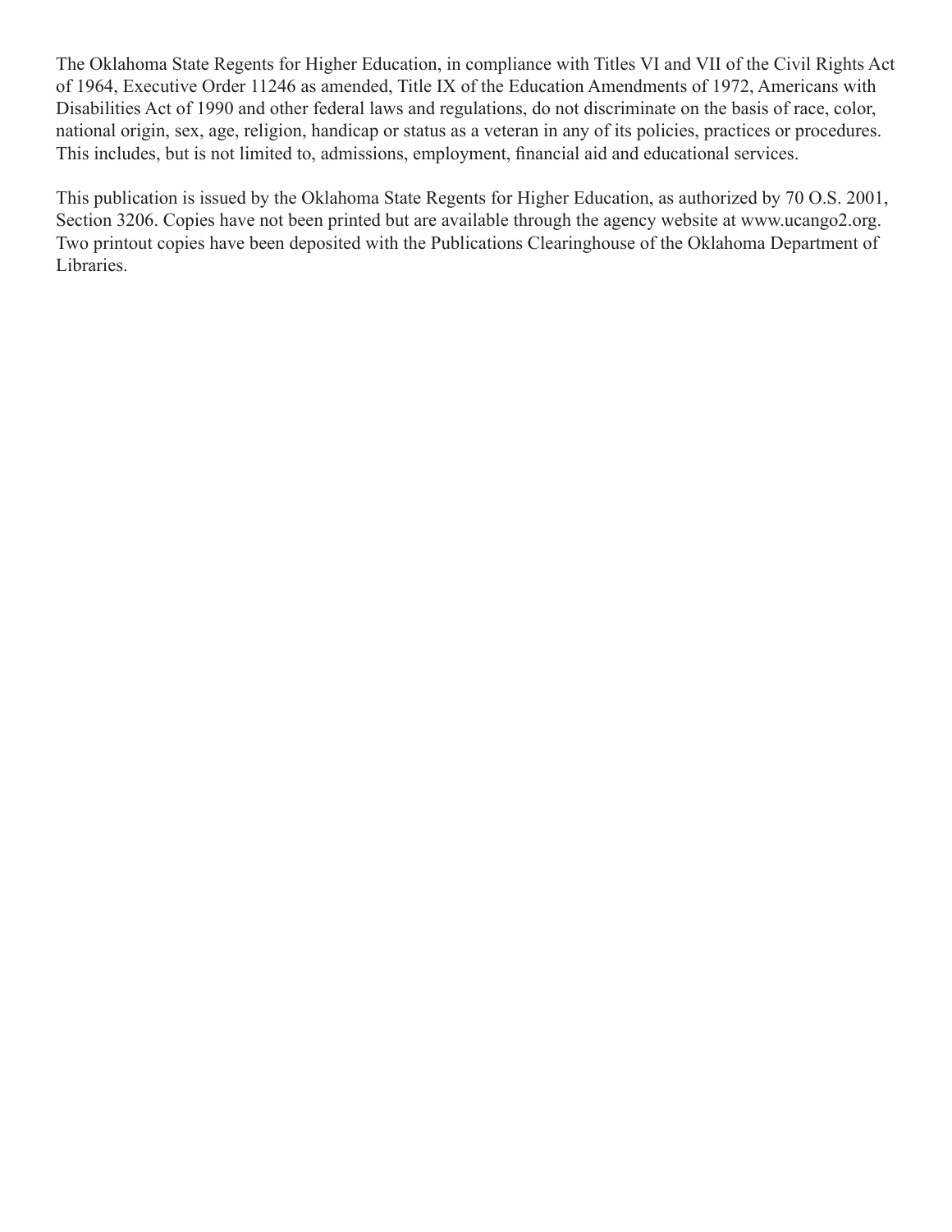The Oklahoma State Regents for Higher Education, in compliance with Titles VI and VII of the Civil Rights Act of 1964, Executive Order 11246 as amended, Title IX of the Education Amendments of 1972, Americans with Disabilities Act of 1990 and other federal laws and regulations, do not discriminate on the basis of race, color, national origin, sex, age, religion, handicap or status as a veteran in any of its policies, practices or procedures. This includes, but is not limited to, admissions, employment, financial aid and educational services.

This publication is issued by the Oklahoma State Regents for Higher Education, as authorized by 70 O.S. 2001, Section 3206. Copies have not been printed but are available through the agency website at www.ucango2.org. Two printout copies have been deposited with the Publications Clearinghouse of the Oklahoma Department of Libraries.